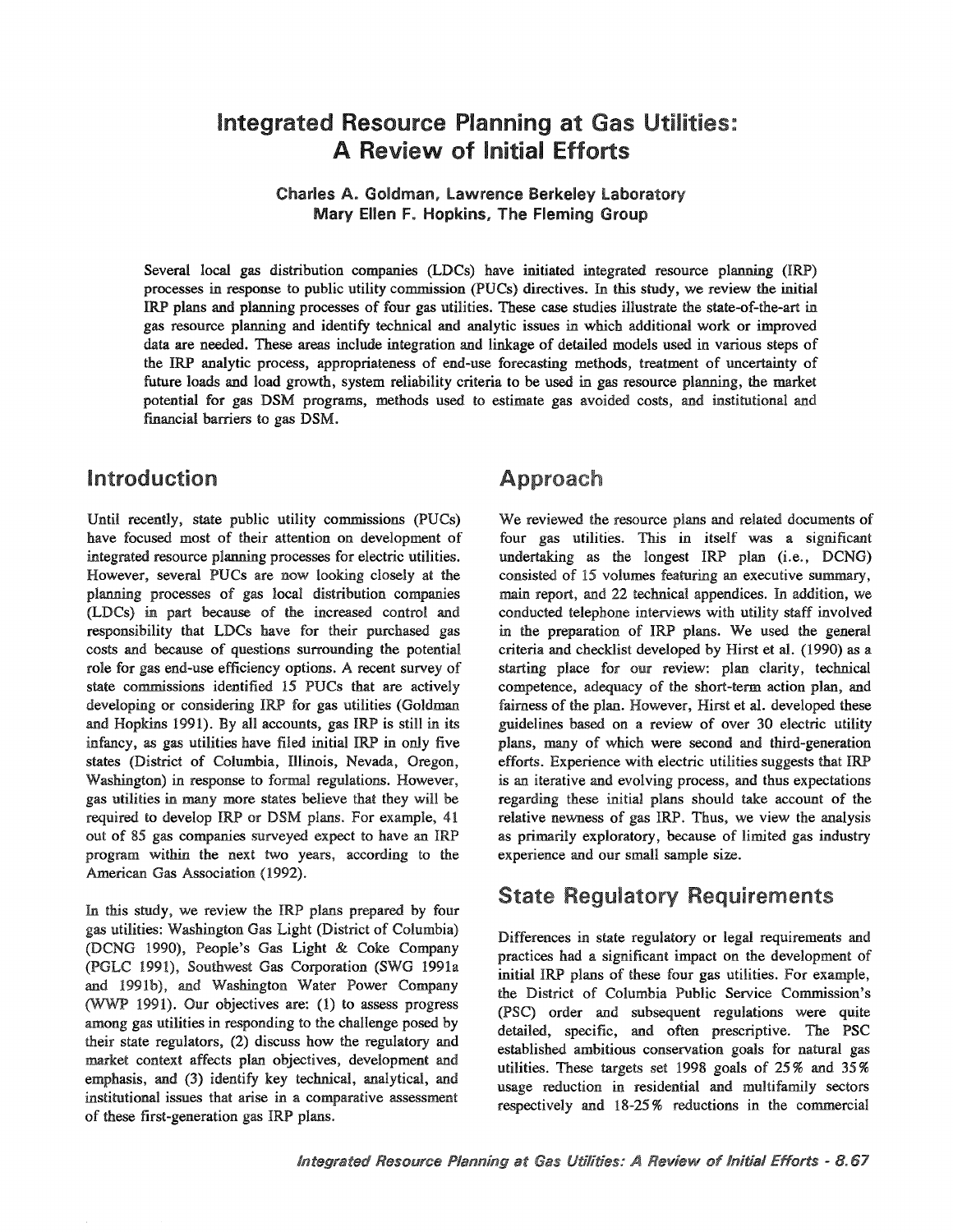# Integrated Resource Planning at Gas Utilities: A Review of Initial Efforts

**Charles A. Goldman, Lawrence Berkeley Laboratory**
**Mary Ellen F. Hopkins, The Fleming Group**

Several local gas distribution companies (LDCs) have initiated integrated resource planning (IRP) processes in response to public utility commission (PUCs) directives. In this study, we review the initial IRP plans and planning processes of four gas utilities. These case studies illustrate the state-of-the-art in gas resource planning and identify technical and analytic issues in which additional work or improved data are needed. These areas include integration and linkage of detailed models used in various steps of the IRP analytic process, appropriateness of end-use forecasting methods, treatment of uncertainty of future loads and load growth, system reliability criteria to be used in gas resource planning, the market potential for gas DSM programs, methods used to estimate gas avoided costs, and institutional and financial barriers to gas DSM.

## Introduction

Until recently, state public utility commissions (PUCs) have focused most of their attention on development of integrated resource planning processes for electric utilities. However, several PUCs are now looking closely at the planning processes of gas local distribution companies (LDCs) in part because of the increased control and responsibility that LDCs have for their purchased gas costs and because of questions surrounding the potential role for gas end-use efficiency options. A recent survey of state commissions identified 15 PUCs that are actively developing or considering IRP for gas utilities (Goldman and Hopkins 1991). By all accounts, gas IRP is still in its infancy, as gas utilities have filed initial IRP in only five states (District of Columbia, Illinois, Nevada, Oregon, Washington) in response to formal regulations. However, gas utilities in many more states believe that they will be required to develop IRP or DSM plans. For example, 41 out of 85 gas companies surveyed expect to have an IRP program within the next two years, according to the American Gas Association (1992).

In this study, we review the IRP plans prepared by four gas utilities: Washington Gas Light (District of Columbia) (DCNG 1990), People's Gas Light & Coke Company (PGLC 1991), Southwest Gas Corporation (SWG 1991a and 1991b), and Washington Water Power Company (WWP 1991). Our objectives are: (1) to assess progress among gas utilities in responding to the challenge posed by their state regulators, (2) discuss how the regulatory and market context affects plan objectives, development and emphasis, and (3) identify key technical, analytical, and institutional issues that arise in a comparative assessment of these first-generation gas IRP plans.

## Approach

We reviewed the resource plans and related documents of four gas utilities. This in itself was a significant undertaking as the longest IRP plan (i.e., DCNG) consisted of 15 volumes featuring an executive summary, main report, and 22 technical appendices. In addition, we conducted telephone interviews with utility staff involved in the preparation of IRP plans. We used the general criteria and checklist developed by Hirst et al. (1990) as a starting place for our review: plan clarity, technical competence, adequacy of the short-term action plan, and fairness of the plan. However, Hirst et al. developed these guidelines based on a review of over 30 electric utility plans, many of which were second and third-generation efforts. Experience with electric utilities suggests that IRP is an iterative and evolving process, and thus expectations regarding these initial plans should take account of the relative newness of gas IRP. Thus, we view the analysis as primarily exploratory, because of limited gas industry experience and our small sample size.

## State Regulatory Requirements

Differences in state regulatory or legal requirements and practices had a significant impact on the development of initial IRP plans of these four gas utilities. For example, the District of Columbia Public Service Commission's (PSC) order and subsequent regulations were quite detailed, specific, and often prescriptive. The PSC established ambitious conservation goals for natural gas utilities. These targets set 1998 goals of 25% and 35% usage reduction in residential and multifamily sectors respectively and 18-25% reductions in the commercial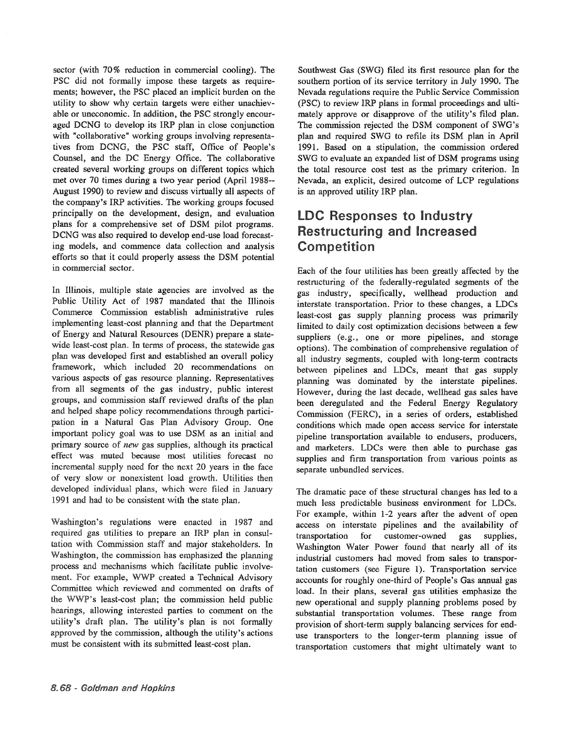sector (with 70% reduction in commercial cooling). The PSC did not formally impose these targets as requirements; however, the PSC placed an implicit burden on the utility to show why certain targets were either unachievable or uneconomic. In addition, the PSC strongly encouraged DCNG to develop its IRP plan in close conjunction with "collaborative" working groups involving representatives from DCNG, the PSC staff, Office of People's Counsel, and the DC Energy Office. The collaborative created several working groups on different topics which met over 70 times during a two year period (April 1988--August 1990) to review and discuss virtually all aspects of the company's IRP activities. The working groups focused principally on the development, design, and evaluation plans for a comprehensive set of DSM pilot programs. DCNG was also required to develop end-use load forecasting models, and commence data collection and analysis efforts so that it could properly assess the DSM potential in commercial sector.

In Illinois, multiple state agencies are involved as the Public Utility Act of 1987 mandated that the Illinois Commerce Commission establish administrative rules implementing least-cost planning and that the Department of Energy and Natural Resources (DENR) prepare a statewide least-cost plan. In terms of process, the statewide gas plan was developed first and established an overall policy framework, which included 20 recommendations on various aspects of gas resource planning. Representatives from all segments of the gas industry, public interest groups, and commission staff reviewed drafts of the plan and helped shape policy recommendations through participation in a Natural Gas Plan Advisory Group. One important policy goal was to use DSM as an initial and primary source of *new* gas supplies, although its practical effect was muted because most utilities forecast no incremental supply need for the next 20 years in the face of very slow or nonexistent load growth. Utilities then developed individual plans, which were filed in January 1991 and had to be consistent with the state plan.

Washington's regulations were enacted in 1987 and required gas utilities to prepare an IRP plan in consultation with Commission staff and major stakeholders. In Washington, the commission has emphasized the planning process and mechanisms which facilitate public involvement. For example, WWP created a Technical Advisory Committee which reviewed and commented on drafts of the WWP's least-cost plan; the commission held public hearings, allowing interested parties to comment on the utility's draft plan. The utility's plan is not formally approved by the commission, although the utility's actions must be consistent with its submitted least-cost plan.

Southwest Gas (SWG) filed its first resource plan for the southern portion of its service territory in July 1990. The Nevada regulations require the Public Service Commission (PSC) to review IRP plans in formal proceedings and ultimately approve or disapprove of the utility's filed plan. The commission rejected the DSM component of SWG's plan and required SWG to refile its DSM plan in April 1991. Based on a stipulation, the commission ordered SWG to evaluate an expanded list of DSM programs using the total resource cost test as the primary criterion. In Nevada, an explicit, desired outcome of LCP regulations is an approved utility IRP plan.

## LDC Responses to Industry Restructuring and Increased Competition

Each of the four utilities has been greatly affected by the restructuring of the federally-regulated segments of the gas industry, specifically, wellhead production and interstate transportation. Prior to these changes, a LDCs least-cost gas supply planning process was primarily limited to daily cost optimization decisions between a few suppliers (e.g., one or more pipelines, and storage options). The combination of comprehensive regulation of all industry segments, coupled with long-term contracts between pipelines and LDCs, meant that gas supply planning was dominated by the interstate pipelines. However, during the last decade, wellhead gas sales have been deregulated and the Federal Energy Regulatory Commission (FERC), in a series of orders, established conditions which made open access service for interstate pipeline transportation available to endusers, producers, and marketers. LDCs were then able to purchase gas supplies and firm transportation from various points as separate unbundled services.

The dramatic pace of these structural changes has led to a much less predictable business environment for LDCs. For example, within 1-2 years after the advent of open access on interstate pipelines and the availability of transportation for customer-owned gas supplies, Washington Water Power found that nearly all of its industrial customers had moved from sales to transportation customers (see Figure 1). Transportation service accounts for roughly one-third of People's Gas annual gas load. In their plans, several gas utilities emphasize the new operational and supply planning problems posed by substantial transportation volumes. These range from provision of short-term supply balancing services for end-use transporters to the longer-term planning issue of transportation customers that might ultimately want to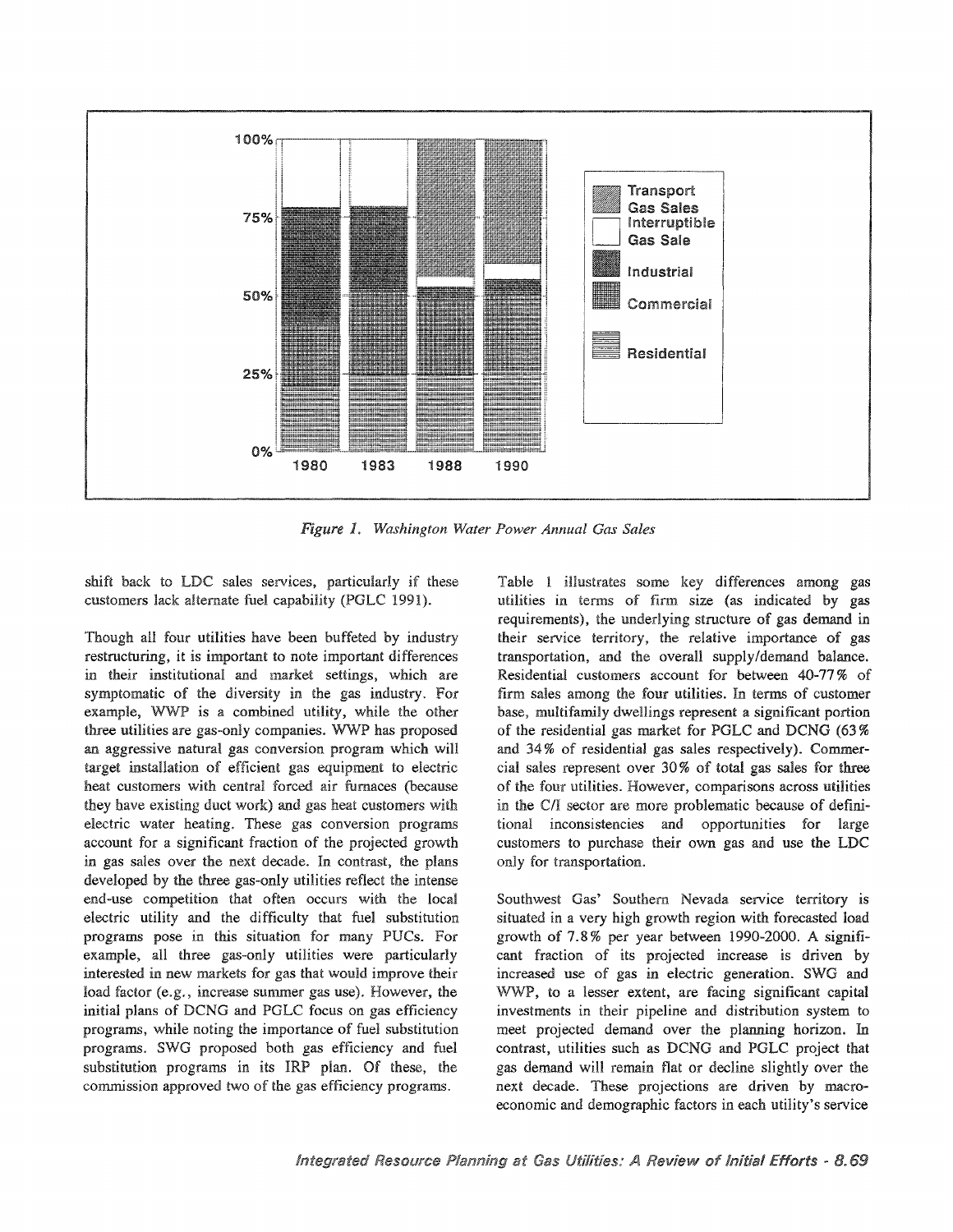*Figure 1. Washington Water Power Annual Gas Sales*

shift back to LDC sales services, particularly if these customers lack alternate fuel capability (PGLC 1991).

Though all four utilities have been buffeted by industry restructuring, it is important to note important differences in their institutional and market settings, which are symptomatic of the diversity in the gas industry. For example, WWP is a combined utility, while the other three utilities are gas-only companies. WWP has proposed an aggressive natural gas conversion program which will target installation of efficient gas equipment to electric heat customers with central forced air furnaces (because they have existing duct work) and gas heat customers with electric water heating. These gas conversion programs account for a significant fraction of the projected growth in gas sales over the next decade. In contrast, the plans developed by the three gas-only utilities reflect the intense end-use competition that often occurs with the local electric utility and the difficulty that fuel substitution programs pose in this situation for many PUCs. For example, all three gas-only utilities were particularly interested in new markets for gas that would improve their load factor (e.g., increase summer gas use). However, the initial plans of DCNG and PGLC focus on gas efficiency programs, while noting the importance of fuel substitution programs. SWG proposed both gas efficiency and fuel substitution programs in its IRP plan. Of these, the commission approved two of the gas efficiency programs.

Table 1 illustrates some key differences among gas utilities in terms of firm size (as indicated by gas requirements), the underlying structure of gas demand in their service territory, the relative importance of gas transportation, and the overall supply/demand balance. Residential customers account for between 40-77% of firm sales among the four utilities. In terms of customer base, multifamily dwellings represent a significant portion of the residential gas market for PGLC and DCNG (63% and 34% of residential gas sales respectively). Commercial sales represent over 30% of total gas sales for three of the four utilities. However, comparisons across utilities in the C/I sector are more problematic because of definitional inconsistencies and opportunities for large customers to purchase their own gas and use the LDC only for transportation.

Southwest Gas' Southern Nevada service territory is situated in a very high growth region with forecasted load growth of 7.8% per year between 1990-2000. A significant fraction of its projected increase is driven by increased use of gas in electric generation. SWG and WWP, to a lesser extent, are facing significant capital investments in their pipeline and distribution system to meet projected demand over the planning horizon. In contrast, utilities such as DCNG and PGLC project that gas demand will remain flat or decline slightly over the next decade. These projections are driven by macroeconomic and demographic factors in each utility's service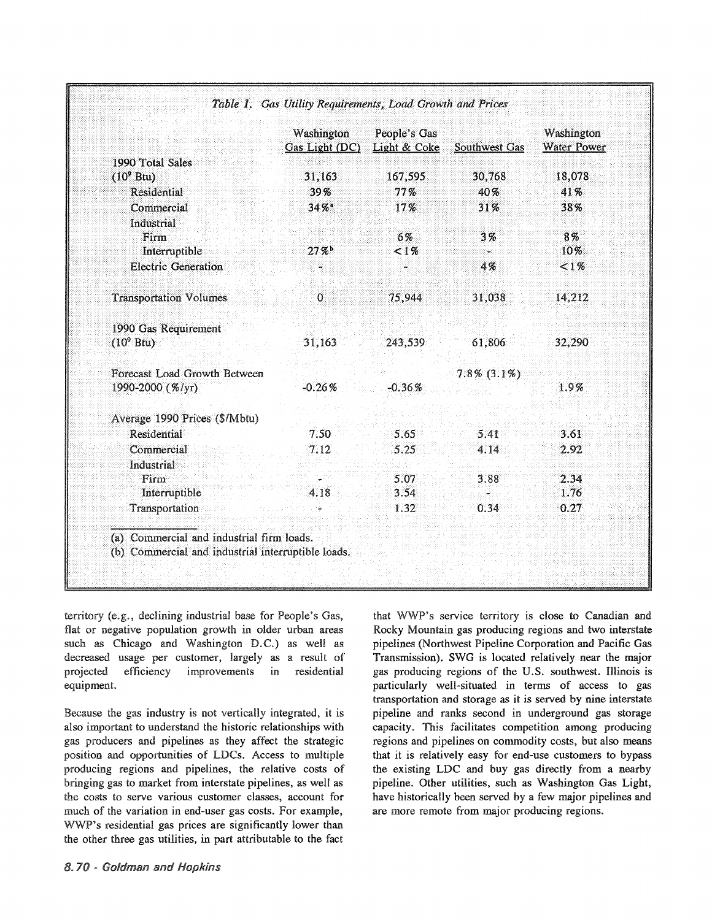*Table 1. Gas Utility Requirements, Load Growth and Prices*

| | Washington Gas Light (DC) | People's Gas Light & Coke | Southwest Gas | Washington Water Power |
|---|---|---|---|---|
| 1990 Total Sales ($10^9$ Btu) | 31,163 | 167,595 | 30,768 | 18,078 |
| Residential | 39% | 77% | 40% | 41% |
| Commercial | 34%[a] | 17% | 31% | 38% |
| Industrial | | | | |
| Firm | | 6% | 3% | 8% |
| Interruptible | 27%[b] | <1% | - | 10% |
| Electric Generation | - | - | 4% | <1% |
| Transportation Volumes | 0 | 75,944 | 31,038 | 14,212 |
| 1990 Gas Requirement ($10^9$ Btu) | 31,163 | 243,539 | 61,806 | 32,290 |
| Forecast Load Growth Between 1990-2000 (%/yr) | -0.26% | -0.36% | 7.8% (3.1%) | 1.9% |
| Average 1990 Prices ($/Mbtu) | | | | |
| Residential | 7.50 | 5.65 | 5.41 | 3.61 |
| Commercial | 7.12 | 5.25 | 4.14 | 2.92 |
| Industrial | | | | |
| Firm | - | 5.07 | 3.88 | 2.34 |
| Interruptible | 4.18 | 3.54 | - | 1.76 |
| Transportation | - | 1.32 | 0.34 | 0.27 |

(a) Commercial and industrial firm loads.
(b) Commercial and industrial interruptible loads.

territory (e.g., declining industrial base for People's Gas, flat or negative population growth in older urban areas such as Chicago and Washington D.C.) as well as decreased usage per customer, largely as a result of projected efficiency improvements in residential equipment.

Because the gas industry is not vertically integrated, it is also important to understand the historic relationships with gas producers and pipelines as they affect the strategic position and opportunities of LDCs. Access to multiple producing regions and pipelines, the relative costs of bringing gas to market from interstate pipelines, as well as the costs to serve various customer classes, account for much of the variation in end-user gas costs. For example, WWP's residential gas prices are significantly lower than the other three gas utilities, in part attributable to the fact that WWP's service territory is close to Canadian and Rocky Mountain gas producing regions and two interstate pipelines (Northwest Pipeline Corporation and Pacific Gas Transmission). SWG is located relatively near the major gas producing regions of the U.S. southwest. Illinois is particularly well-situated in terms of access to gas transportation and storage as it is served by nine interstate pipeline and ranks second in underground gas storage capacity. This facilitates competition among producing regions and pipelines on commodity costs, but also means that it is relatively easy for end-use customers to bypass the existing LDC and buy gas directly from a nearby pipeline. Other utilities, such as Washington Gas Light, have historically been served by a few major pipelines and are more remote from major producing regions.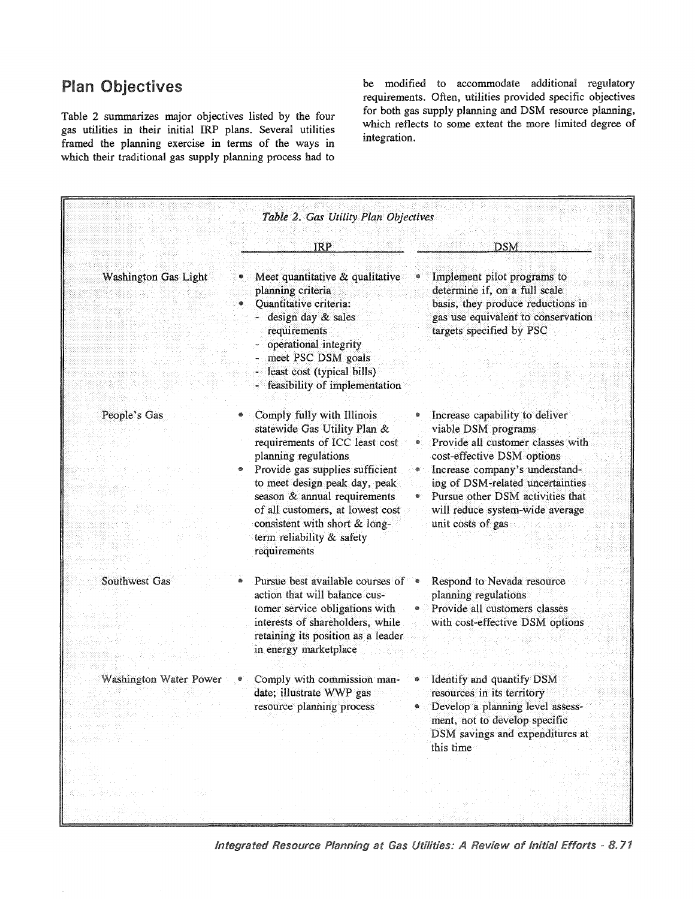## Plan Objectives

Table 2 summarizes major objectives listed by the four gas utilities in their initial IRP plans. Several utilities framed the planning exercise in terms of the ways in which their traditional gas supply planning process had to be modified to accommodate additional regulatory requirements. Often, utilities provided specific objectives for both gas supply planning and DSM resource planning, which reflects to some extent the more limited degree of integration.

*Table 2. Gas Utility Plan Objectives*

| | IRP | DSM |
|---|---|---|
| Washington Gas Light | • Meet quantitative & qualitative planning criteria<br>• Quantitative criteria:<br>- design day & sales requirements<br>- operational integrity<br>- meet PSC DSM goals<br>- least cost (typical bills)<br>- feasibility of implementation | • Implement pilot programs to determine if, on a full scale basis, they produce reductions in gas use equivalent to conservation targets specified by PSC |
| People's Gas | • Comply fully with Illinois statewide Gas Utility Plan & requirements of ICC least cost planning regulations<br>• Provide gas supplies sufficient to meet design peak day, peak season & annual requirements of all customers, at lowest cost consistent with short & long-term reliability & safety requirements | • Increase capability to deliver viable DSM programs<br>• Provide all customer classes with cost-effective DSM options<br>• Increase company's understanding of DSM-related uncertainties<br>• Pursue other DSM activities that will reduce system-wide average unit costs of gas |
| Southwest Gas | • Pursue best available courses of action that will balance customer service obligations with interests of shareholders, while retaining its position as a leader in energy marketplace | • Respond to Nevada resource planning regulations<br>• Provide all customers classes with cost-effective DSM options |
| Washington Water Power | • Comply with commission mandate; illustrate WWP gas resource planning process | • Identify and quantify DSM resources in its territory<br>• Develop a planning level assessment, not to develop specific DSM savings and expenditures at this time |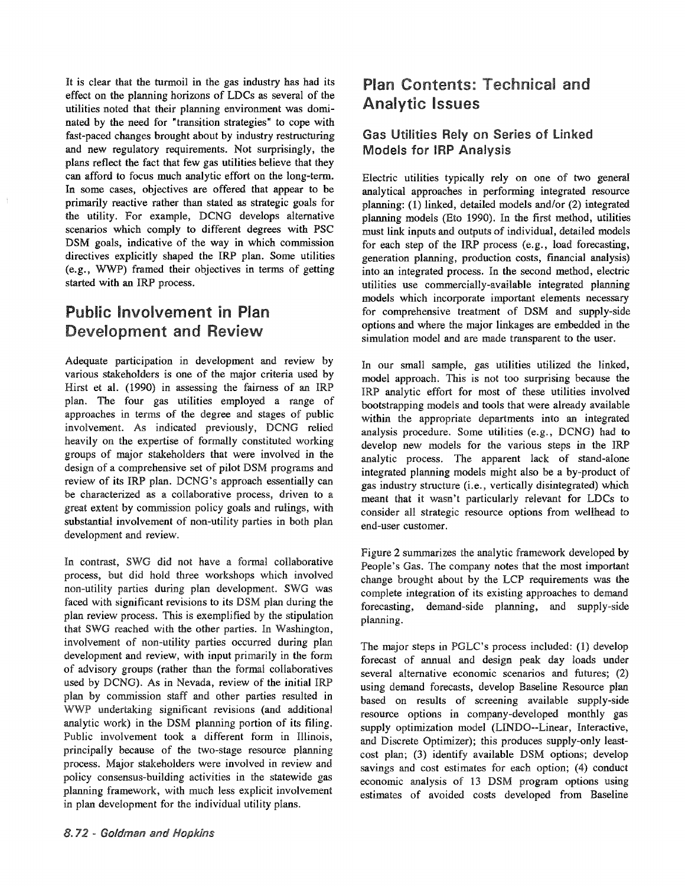It is clear that the turmoil in the gas industry has had its effect on the planning horizons of LDCs as several of the utilities noted that their planning environment was dominated by the need for "transition strategies" to cope with fast-paced changes brought about by industry restructuring and new regulatory requirements. Not surprisingly, the plans reflect the fact that few gas utilities believe that they can afford to focus much analytic effort on the long-term. In some cases, objectives are offered that appear to be primarily reactive rather than stated as strategic goals for the utility. For example, DCNG develops alternative scenarios which comply to different degrees with PSC DSM goals, indicative of the way in which commission directives explicitly shaped the IRP plan. Some utilities (e.g., WWP) framed their objectives in terms of getting started with an IRP process.

## Public Involvement in Plan Development and Review

Adequate participation in development and review by various stakeholders is one of the major criteria used by Hirst et al. (1990) in assessing the fairness of an IRP plan. The four gas utilities employed a range of approaches in terms of the degree and stages of public involvement. As indicated previously, DCNG relied heavily on the expertise of formally constituted working groups of major stakeholders that were involved in the design of a comprehensive set of pilot DSM programs and review of its IRP plan. DCNG's approach essentially can be characterized as a collaborative process, driven to a great extent by commission policy goals and rulings, with substantial involvement of non-utility parties in both plan development and review.

In contrast, SWG did not have a formal collaborative process, but did hold three workshops which involved non-utility parties during plan development. SWG was faced with significant revisions to its DSM plan during the plan review process. This is exemplified by the stipulation that SWG reached with the other parties. In Washington, involvement of non-utility parties occurred during plan development and review, with input primarily in the form of advisory groups (rather than the formal collaboratives used by DCNG). As in Nevada, review of the initial IRP plan by commission staff and other parties resulted in WWP undertaking significant revisions (and additional analytic work) in the DSM planning portion of its filing. Public involvement took a different form in Illinois, principally because of the two-stage resource planning process. Major stakeholders were involved in review and policy consensus-building activities in the statewide gas planning framework, with much less explicit involvement in plan development for the individual utility plans.

## Plan Contents: Technical and Analytic Issues

### Gas Utilities Rely on Series of Linked Models for IRP Analysis

Electric utilities typically rely on one of two general analytical approaches in performing integrated resource planning: (1) linked, detailed models and/or (2) integrated planning models (Eto 1990). In the first method, utilities must link inputs and outputs of individual, detailed models for each step of the IRP process (e.g., load forecasting, generation planning, production costs, financial analysis) into an integrated process. In the second method, electric utilities use commercially-available integrated planning models which incorporate important elements necessary for comprehensive treatment of DSM and supply-side options and where the major linkages are embedded in the simulation model and are made transparent to the user.

In our small sample, gas utilities utilized the linked, model approach. This is not too surprising because the IRP analytic effort for most of these utilities involved bootstrapping models and tools that were already available within the appropriate departments into an integrated analysis procedure. Some utilities (e.g., DCNG) had to develop new models for the various steps in the IRP analytic process. The apparent lack of stand-alone integrated planning models might also be a by-product of gas industry structure (i.e., vertically disintegrated) which meant that it wasn't particularly relevant for LDCs to consider all strategic resource options from wellhead to end-user customer.

Figure 2 summarizes the analytic framework developed by People's Gas. The company notes that the most important change brought about by the LCP requirements was the complete integration of its existing approaches to demand forecasting, demand-side planning, and supply-side planning.

The major steps in PGLC's process included: (1) develop forecast of annual and design peak day loads under several alternative economic scenarios and futures; (2) using demand forecasts, develop Baseline Resource plan based on results of screening available supply-side resource options in company-developed monthly gas supply optimization model (LINDO--Linear, Interactive, and Discrete Optimizer); this produces supply-only least-cost plan; (3) identify available DSM options; develop savings and cost estimates for each option; (4) conduct economic analysis of 13 DSM program options using estimates of avoided costs developed from Baseline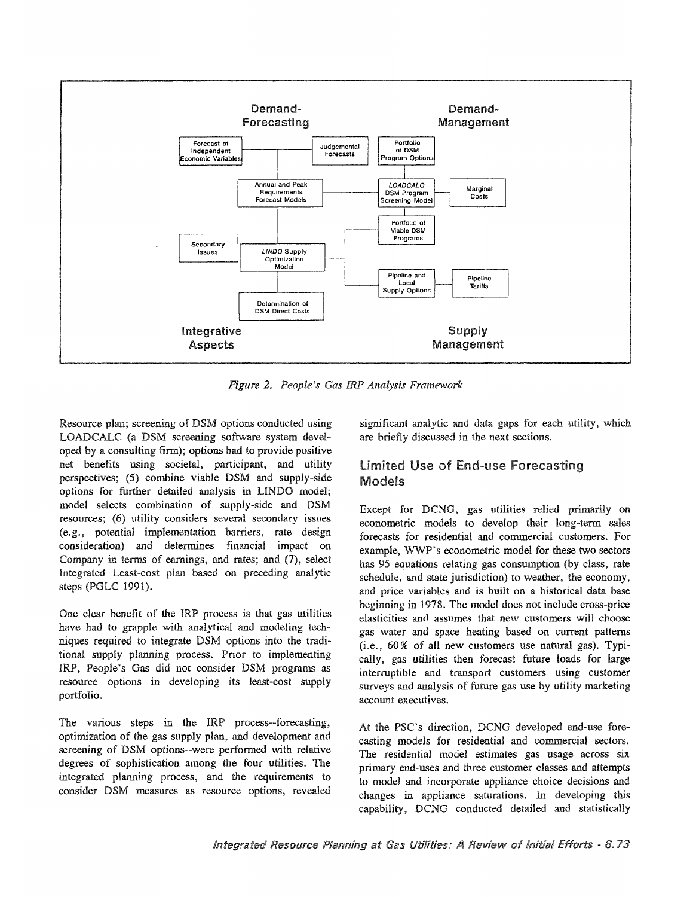Figure 2. People's Gas IRP Analysis Framework

Resource plan; screening of DSM options conducted using LOADCALC (a DSM screening software system developed by a consulting firm); options had to provide positive net benefits using societal, participant, and utility perspectives; (5) combine viable DSM and supply-side options for further detailed analysis in LINDO model; model selects combination of supply-side and DSM resources; (6) utility considers several secondary issues (e.g., potential implementation barriers, rate design consideration) and determines financial impact on Company in terms of earnings, and rates; and (7), select Integrated Least-cost plan based on preceding analytic steps (PGLC 1991).

One clear benefit of the IRP process is that gas utilities have had to grapple with analytical and modeling techniques required to integrate DSM options into the traditional supply planning process. Prior to implementing IRP, People's Gas did not consider DSM programs as resource options in developing its least-cost supply portfolio.

The various steps in the IRP process--forecasting, optimization of the gas supply plan, and development and screening of DSM options--were performed with relative degrees of sophistication among the four utilities. The integrated planning process, and the requirements to consider DSM measures as resource options, revealed significant analytic and data gaps for each utility, which are briefly discussed in the next sections.

## Limited Use of End-use Forecasting Models

Except for DCNG, gas utilities relied primarily on econometric models to develop their long-term sales forecasts for residential and commercial customers. For example, WWP's econometric model for these two sectors has 95 equations relating gas consumption (by class, rate schedule, and state jurisdiction) to weather, the economy, and price variables and is built on a historical data base beginning in 1978. The model does not include cross-price elasticities and assumes that new customers will choose gas water and space heating based on current patterns (i.e., 60% of all new customers use natural gas). Typically, gas utilities then forecast future loads for large interruptible and transport customers using customer surveys and analysis of future gas use by utility marketing account executives.

At the PSC's direction, DCNG developed end-use forecasting models for residential and commercial sectors. The residential model estimates gas usage across six primary end-uses and three customer classes and attempts to model and incorporate appliance choice decisions and changes in appliance saturations. In developing this capability, DCNG conducted detailed and statistically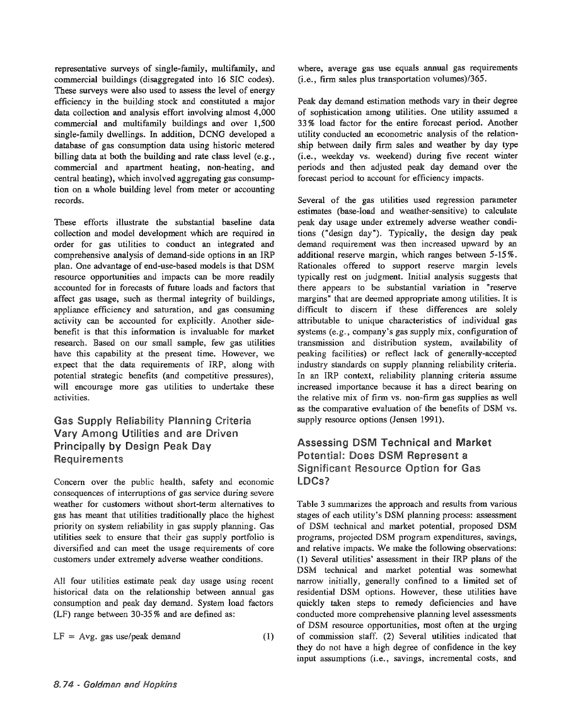representative surveys of single-family, multifamily, and commercial buildings (disaggregated into 16 SIC codes). These surveys were also used to assess the level of energy efficiency in the building stock and constituted a major data collection and analysis effort involving almost 4,000 commercial and multifamily buildings and over 1,500 single-family dwellings. In addition, DCNG developed a database of gas consumption data using historic metered billing data at both the building and rate class level (e.g., commercial and apartment heating, non-heating, and central heating), which involved aggregating gas consumption on a whole building level from meter or accounting records.

These efforts illustrate the substantial baseline data collection and model development which are required in order for gas utilities to conduct an integrated and comprehensive analysis of demand-side options in an IRP plan. One advantage of end-use-based models is that DSM resource opportunities and impacts can be more readily accounted for in forecasts of future loads and factors that affect gas usage, such as thermal integrity of buildings, appliance efficiency and saturation, and gas consuming activity can be accounted for explicitly. Another side-benefit is that this information is invaluable for market research. Based on our small sample, few gas utilities have this capability at the present time. However, we expect that the data requirements of IRP, along with potential strategic benefits (and competitive pressures), will encourage more gas utilities to undertake these activities.

## Gas Supply Reliability Planning Criteria Vary Among Utilities and are Driven Principally by Design Peak Day Requirements

Concern over the public health, safety and economic consequences of interruptions of gas service during severe weather for customers without short-term alternatives to gas has meant that utilities traditionally place the highest priority on system reliability in gas supply planning. Gas utilities seek to ensure that their gas supply portfolio is diversified and can meet the usage requirements of core customers under extremely adverse weather conditions.

All four utilities estimate peak day usage using recent historical data on the relationship between annual gas consumption and peak day demand. System load factors (LF) range between 30-35% and are defined as:

$$LF = \text{Avg. gas use/peak demand} \qquad (1)$$

where, average gas use equals annual gas requirements (i.e., firm sales plus transportation volumes)/365.

Peak day demand estimation methods vary in their degree of sophistication among utilities. One utility assumed a 33% load factor for the entire forecast period. Another utility conducted an econometric analysis of the relationship between daily firm sales and weather by day type (i.e., weekday vs. weekend) during five recent winter periods and then adjusted peak day demand over the forecast period to account for efficiency impacts.

Several of the gas utilities used regression parameter estimates (base-load and weather-sensitive) to calculate peak day usage under extremely adverse weather conditions ("design day"). Typically, the design day peak demand requirement was then increased upward by an additional reserve margin, which ranges between 5-15%. Rationales offered to support reserve margin levels typically rest on judgment. Initial analysis suggests that there appears to be substantial variation in "reserve margins" that are deemed appropriate among utilities. It is difficult to discern if these differences are solely attributable to unique characteristics of individual gas systems (e.g., company's gas supply mix, configuration of transmission and distribution system, availability of peaking facilities) or reflect lack of generally-accepted industry standards on supply planning reliability criteria. In an IRP context, reliability planning criteria assume increased importance because it has a direct bearing on the relative mix of firm vs. non-firm gas supplies as well as the comparative evaluation of the benefits of DSM vs. supply resource options (Jensen 1991).

## Assessing DSM Technical and Market Potential: Does DSM Represent a Significant Resource Option for Gas LDCs?

Table 3 summarizes the approach and results from various stages of each utility's DSM planning process: assessment of DSM technical and market potential, proposed DSM programs, projected DSM program expenditures, savings, and relative impacts. We make the following observations: (1) Several utilities' assessment in their IRP plans of the DSM technical and market potential was somewhat narrow initially, generally confined to a limited set of residential DSM options. However, these utilities have quickly taken steps to remedy deficiencies and have conducted more comprehensive planning level assessments of DSM resource opportunities, most often at the urging of commission staff. (2) Several utilities indicated that they do not have a high degree of confidence in the key input assumptions (i.e., savings, incremental costs, and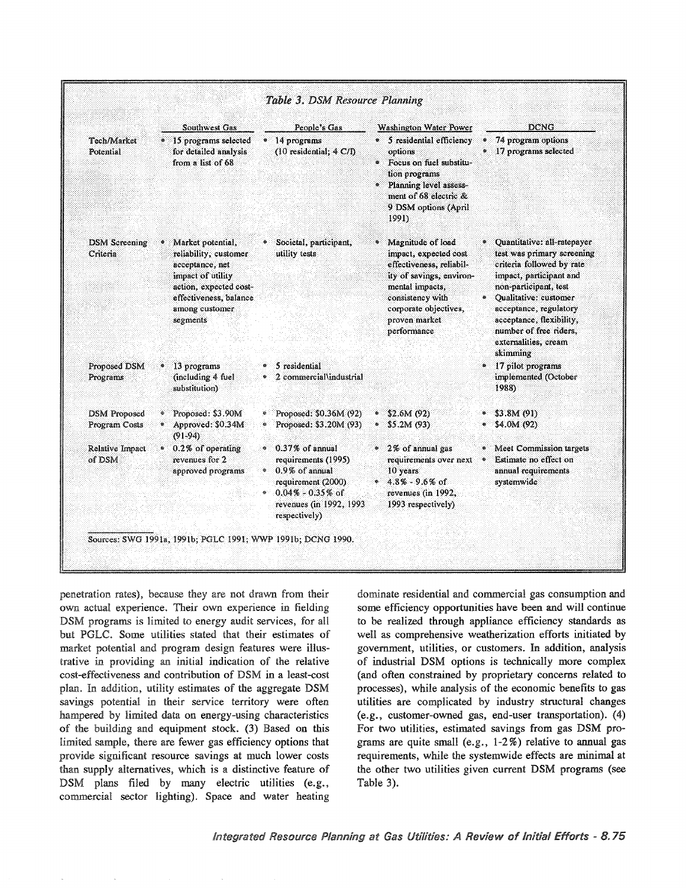*Table 3. DSM Resource Planning*

| | Southwest Gas | People's Gas | Washington Water Power | DCNG |
|---|---|---|---|---|
| Tech/Market Potential | • 15 programs selected for detailed analysis from a list of 68 | • 14 programs (10 residential; 4 C/I) | • 5 residential efficiency options<br>• Focus on fuel substitution programs<br>• Planning level assessment of 68 electric & 9 DSM options (April 1991) | • 74 program options<br>• 17 programs selected |
| DSM Screening Criteria | • Market potential, reliability, customer acceptance, net impact of utility action, expected cost-effectiveness, balance among customer segments | • Societal, participant, utility tests | • Magnitude of load impact, expected cost effectiveness, reliability of savings, environmental impacts, consistency with corporate objectives, proven market performance | • Quantitative: all-ratepayer test was primary screening criteria followed by rate impact, participant and non-participant, test<br>• Qualitative: customer acceptance, regulatory acceptance, flexibility, number of free riders, externalities, cream skimming |
| Proposed DSM Programs | • 13 programs (including 4 fuel substitution) | • 5 residential<br>• 2 commercial\industrial | | • 17 pilot programs implemented (October 1988) |
| DSM Proposed Program Costs | • Proposed: $3.90M<br>• Approved: $0.34M (91-94) | • Proposed: $0.36M (92)<br>• Proposed: $3.20M (93) | • $2.6M (92)<br>• $5.2M (93) | • $3.8M (91)<br>• $4.0M (92) |
| Relative Impact of DSM | • 0.2% of operating revenues for 2 approved programs | • 0.37% of annual requirements (1995)<br>• 0.9% of annual requirement (2000)<br>• 0.04% - 0.35% of revenues (in 1992, 1993 respectively) | • 2% of annual gas requirements over next 10 years<br>• 4.8% - 9.6% of revenues (in 1992, 1993 respectively) | • Meet Commission targets<br>• Estimate no effect on annual requirements systemwide |

Sources: SWG 1991a, 1991b; PGLC 1991; WWP 1991b; DCNG 1990.

penetration rates), because they are not drawn from their own actual experience. Their own experience in fielding DSM programs is limited to energy audit services, for all but PGLC. Some utilities stated that their estimates of market potential and program design features were illustrative in providing an initial indication of the relative cost-effectiveness and contribution of DSM in a least-cost plan. In addition, utility estimates of the aggregate DSM savings potential in their service territory were often hampered by limited data on energy-using characteristics of the building and equipment stock. (3) Based on this limited sample, there are fewer gas efficiency options that provide significant resource savings at much lower costs than supply alternatives, which is a distinctive feature of DSM plans filed by many electric utilities (e.g., commercial sector lighting). Space and water heating dominate residential and commercial gas consumption and some efficiency opportunities have been and will continue to be realized through appliance efficiency standards as well as comprehensive weatherization efforts initiated by government, utilities, or customers. In addition, analysis of industrial DSM options is technically more complex (and often constrained by proprietary concerns related to processes), while analysis of the economic benefits to gas utilities are complicated by industry structural changes (e.g., customer-owned gas, end-user transportation). (4) For two utilities, estimated savings from gas DSM programs are quite small (e.g., 1-2%) relative to annual gas requirements, while the systemwide effects are minimal at the other two utilities given current DSM programs (see Table 3).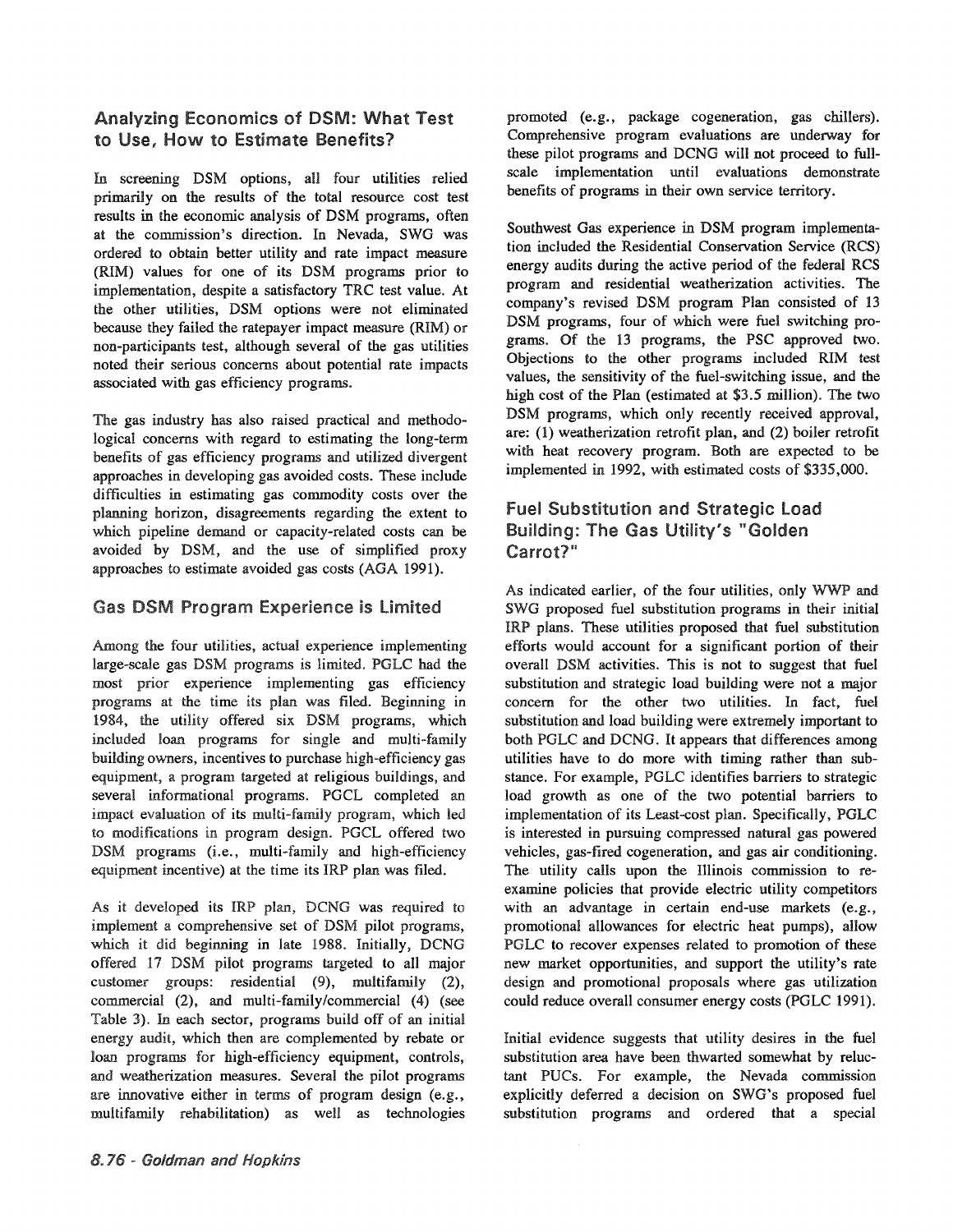## Analyzing Economics of DSM: What Test to Use, How to Estimate Benefits?

In screening DSM options, all four utilities relied primarily on the results of the total resource cost test results in the economic analysis of DSM programs, often at the commission's direction. In Nevada, SWG was ordered to obtain better utility and rate impact measure (RIM) values for one of its DSM programs prior to implementation, despite a satisfactory TRC test value. At the other utilities, DSM options were not eliminated because they failed the ratepayer impact measure (RIM) or non-participants test, although several of the gas utilities noted their serious concerns about potential rate impacts associated with gas efficiency programs.

The gas industry has also raised practical and methodological concerns with regard to estimating the long-term benefits of gas efficiency programs and utilized divergent approaches in developing gas avoided costs. These include difficulties in estimating gas commodity costs over the planning horizon, disagreements regarding the extent to which pipeline demand or capacity-related costs can be avoided by DSM, and the use of simplified proxy approaches to estimate avoided gas costs (AGA 1991).

## Gas DSM Program Experience is Limited

Among the four utilities, actual experience implementing large-scale gas DSM programs is limited. PGLC had the most prior experience implementing gas efficiency programs at the time its plan was filed. Beginning in 1984, the utility offered six DSM programs, which included loan programs for single and multi-family building owners, incentives to purchase high-efficiency gas equipment, a program targeted at religious buildings, and several informational programs. PGCL completed an impact evaluation of its multi-family program, which led to modifications in program design. PGCL offered two DSM programs (i.e., multi-family and high-efficiency equipment incentive) at the time its IRP plan was filed.

As it developed its IRP plan, DCNG was required to implement a comprehensive set of DSM pilot programs, which it did beginning in late 1988. Initially, DCNG offered 17 DSM pilot programs targeted to all major customer groups: residential (9), multifamily (2), commercial (2), and multi-family/commercial (4) (see Table 3). In each sector, programs build off of an initial energy audit, which then are complemented by rebate or loan programs for high-efficiency equipment, controls, and weatherization measures. Several the pilot programs are innovative either in terms of program design (e.g., multifamily rehabilitation) as well as technologies promoted (e.g., package cogeneration, gas chillers). Comprehensive program evaluations are underway for these pilot programs and DCNG will not proceed to full-scale implementation until evaluations demonstrate benefits of programs in their own service territory.

Southwest Gas experience in DSM program implementation included the Residential Conservation Service (RCS) energy audits during the active period of the federal RCS program and residential weatherization activities. The company's revised DSM program Plan consisted of 13 DSM programs, four of which were fuel switching programs. Of the 13 programs, the PSC approved two. Objections to the other programs included RIM test values, the sensitivity of the fuel-switching issue, and the high cost of the Plan (estimated at $3.5 million). The two DSM programs, which only recently received approval, are: (1) weatherization retrofit plan, and (2) boiler retrofit with heat recovery program. Both are expected to be implemented in 1992, with estimated costs of $335,000.

## Fuel Substitution and Strategic Load Building: The Gas Utility's "Golden Carrot?"

As indicated earlier, of the four utilities, only WWP and SWG proposed fuel substitution programs in their initial IRP plans. These utilities proposed that fuel substitution efforts would account for a significant portion of their overall DSM activities. This is not to suggest that fuel substitution and strategic load building were not a major concern for the other two utilities. In fact, fuel substitution and load building were extremely important to both PGLC and DCNG. It appears that differences among utilities have to do more with timing rather than substance. For example, PGLC identifies barriers to strategic load growth as one of the two potential barriers to implementation of its Least-cost plan. Specifically, PGLC is interested in pursuing compressed natural gas powered vehicles, gas-fired cogeneration, and gas air conditioning. The utility calls upon the Illinois commission to re-examine policies that provide electric utility competitors with an advantage in certain end-use markets (e.g., promotional allowances for electric heat pumps), allow PGLC to recover expenses related to promotion of these new market opportunities, and support the utility's rate design and promotional proposals where gas utilization could reduce overall consumer energy costs (PGLC 1991).

Initial evidence suggests that utility desires in the fuel substitution area have been thwarted somewhat by reluctant PUCs. For example, the Nevada commission explicitly deferred a decision on SWG's proposed fuel substitution programs and ordered that a special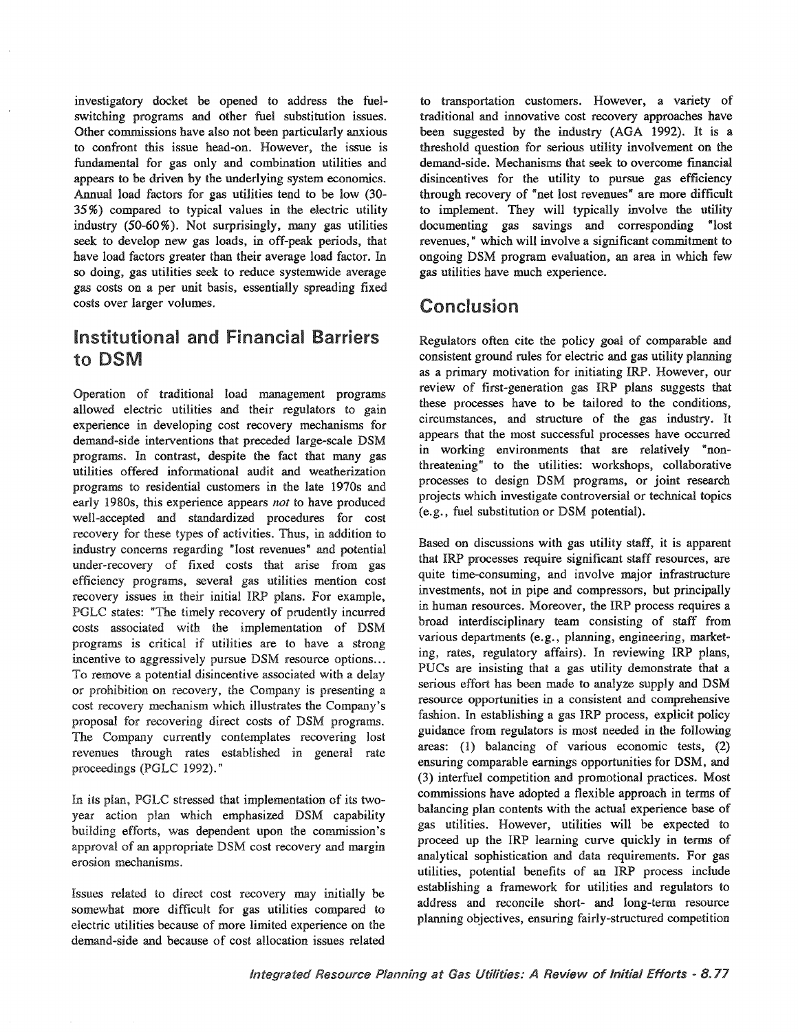investigatory docket be opened to address the fuel-switching programs and other fuel substitution issues. Other commissions have also not been particularly anxious to confront this issue head-on. However, the issue is fundamental for gas only and combination utilities and appears to be driven by the underlying system economics. Annual load factors for gas utilities tend to be low (30-35%) compared to typical values in the electric utility industry (50-60%). Not surprisingly, many gas utilities seek to develop new gas loads, in off-peak periods, that have load factors greater than their average load factor. In so doing, gas utilities seek to reduce systemwide average gas costs on a per unit basis, essentially spreading fixed costs over larger volumes.

## Institutional and Financial Barriers to DSM

Operation of traditional load management programs allowed electric utilities and their regulators to gain experience in developing cost recovery mechanisms for demand-side interventions that preceded large-scale DSM programs. In contrast, despite the fact that many gas utilities offered informational audit and weatherization programs to residential customers in the late 1970s and early 1980s, this experience appears *not* to have produced well-accepted and standardized procedures for cost recovery for these types of activities. Thus, in addition to industry concerns regarding "lost revenues" and potential under-recovery of fixed costs that arise from gas efficiency programs, several gas utilities mention cost recovery issues in their initial IRP plans. For example, PGLC states: "The timely recovery of prudently incurred costs associated with the implementation of DSM programs is critical if utilities are to have a strong incentive to aggressively pursue DSM resource options... To remove a potential disincentive associated with a delay or prohibition on recovery, the Company is presenting a cost recovery mechanism which illustrates the Company's proposal for recovering direct costs of DSM programs. The Company currently contemplates recovering lost revenues through rates established in general rate proceedings (PGLC 1992)."

In its plan, PGLC stressed that implementation of its two-year action plan which emphasized DSM capability building efforts, was dependent upon the commission's approval of an appropriate DSM cost recovery and margin erosion mechanisms.

Issues related to direct cost recovery may initially be somewhat more difficult for gas utilities compared to electric utilities because of more limited experience on the demand-side and because of cost allocation issues related to transportation customers. However, a variety of traditional and innovative cost recovery approaches have been suggested by the industry (AGA 1992). It is a threshold question for serious utility involvement on the demand-side. Mechanisms that seek to overcome financial disincentives for the utility to pursue gas efficiency through recovery of "net lost revenues" are more difficult to implement. They will typically involve the utility documenting gas savings and corresponding "lost revenues," which will involve a significant commitment to ongoing DSM program evaluation, an area in which few gas utilities have much experience.

## Conclusion

Regulators often cite the policy goal of comparable and consistent ground rules for electric and gas utility planning as a primary motivation for initiating IRP. However, our review of first-generation gas IRP plans suggests that these processes have to be tailored to the conditions, circumstances, and structure of the gas industry. It appears that the most successful processes have occurred in working environments that are relatively "non-threatening" to the utilities: workshops, collaborative processes to design DSM programs, or joint research projects which investigate controversial or technical topics (e.g., fuel substitution or DSM potential).

Based on discussions with gas utility staff, it is apparent that IRP processes require significant staff resources, are quite time-consuming, and involve major infrastructure investments, not in pipe and compressors, but principally in human resources. Moreover, the IRP process requires a broad interdisciplinary team consisting of staff from various departments (e.g., planning, engineering, marketing, rates, regulatory affairs). In reviewing IRP plans, PUCs are insisting that a gas utility demonstrate that a serious effort has been made to analyze supply and DSM resource opportunities in a consistent and comprehensive fashion. In establishing a gas IRP process, explicit policy guidance from regulators is most needed in the following areas: (1) balancing of various economic tests, (2) ensuring comparable earnings opportunities for DSM, and (3) interfuel competition and promotional practices. Most commissions have adopted a flexible approach in terms of balancing plan contents with the actual experience base of gas utilities. However, utilities will be expected to proceed up the IRP learning curve quickly in terms of analytical sophistication and data requirements. For gas utilities, potential benefits of an IRP process include establishing a framework for utilities and regulators to address and reconcile short- and long-term resource planning objectives, ensuring fairly-structured competition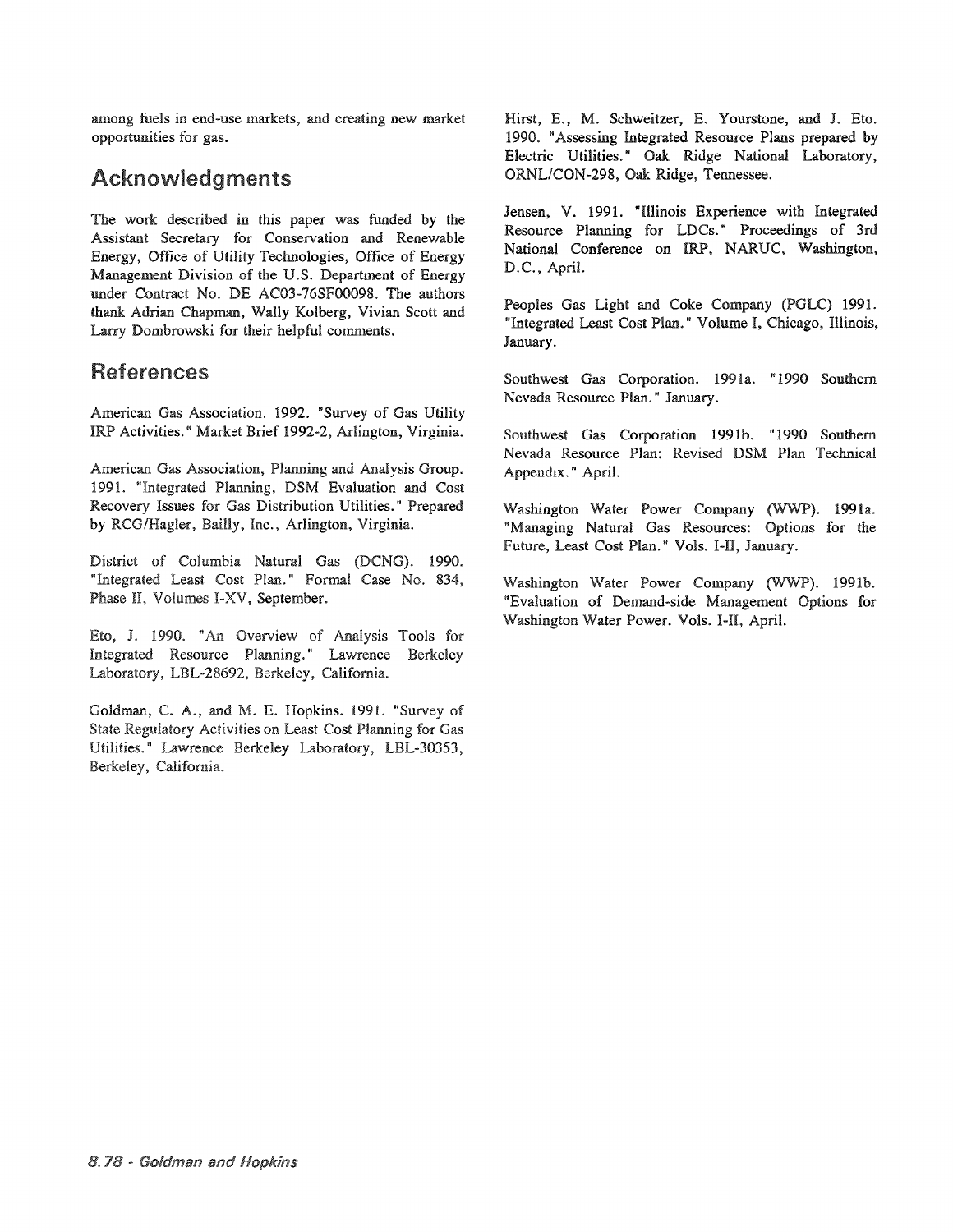among fuels in end-use markets, and creating new market opportunities for gas.

## Acknowledgments

The work described in this paper was funded by the Assistant Secretary for Conservation and Renewable Energy, Office of Utility Technologies, Office of Energy Management Division of the U.S. Department of Energy under Contract No. DE AC03-76SF00098. The authors thank Adrian Chapman, Wally Kolberg, Vivian Scott and Larry Dombrowski for their helpful comments.

## References

American Gas Association. 1992. "Survey of Gas Utility IRP Activities." Market Brief 1992-2, Arlington, Virginia.

American Gas Association, Planning and Analysis Group. 1991. "Integrated Planning, DSM Evaluation and Cost Recovery Issues for Gas Distribution Utilities." Prepared by RCG/Hagler, Bailly, Inc., Arlington, Virginia.

District of Columbia Natural Gas (DCNG). 1990. "Integrated Least Cost Plan." Formal Case No. 834, Phase II, Volumes I-XV, September.

Eto, J. 1990. "An Overview of Analysis Tools for Integrated Resource Planning." Lawrence Berkeley Laboratory, LBL-28692, Berkeley, California.

Goldman, C. A., and M. E. Hopkins. 1991. "Survey of State Regulatory Activities on Least Cost Planning for Gas Utilities." Lawrence Berkeley Laboratory, LBL-30353, Berkeley, California.

Hirst, E., M. Schweitzer, E. Yourstone, and J. Eto. 1990. "Assessing Integrated Resource Plans prepared by Electric Utilities." Oak Ridge National Laboratory, ORNL/CON-298, Oak Ridge, Tennessee.

Jensen, V. 1991. "Illinois Experience with Integrated Resource Planning for LDCs." Proceedings of 3rd National Conference on IRP, NARUC, Washington, D.C., April.

Peoples Gas Light and Coke Company (PGLC) 1991. "Integrated Least Cost Plan." Volume I, Chicago, Illinois, January.

Southwest Gas Corporation. 1991a. "1990 Southern Nevada Resource Plan." January.

Southwest Gas Corporation 1991b. "1990 Southern Nevada Resource Plan: Revised DSM Plan Technical Appendix." April.

Washington Water Power Company (WWP). 1991a. "Managing Natural Gas Resources: Options for the Future, Least Cost Plan." Vols. I-II, January.

Washington Water Power Company (WWP). 1991b. "Evaluation of Demand-side Management Options for Washington Water Power. Vols. I-II, April.